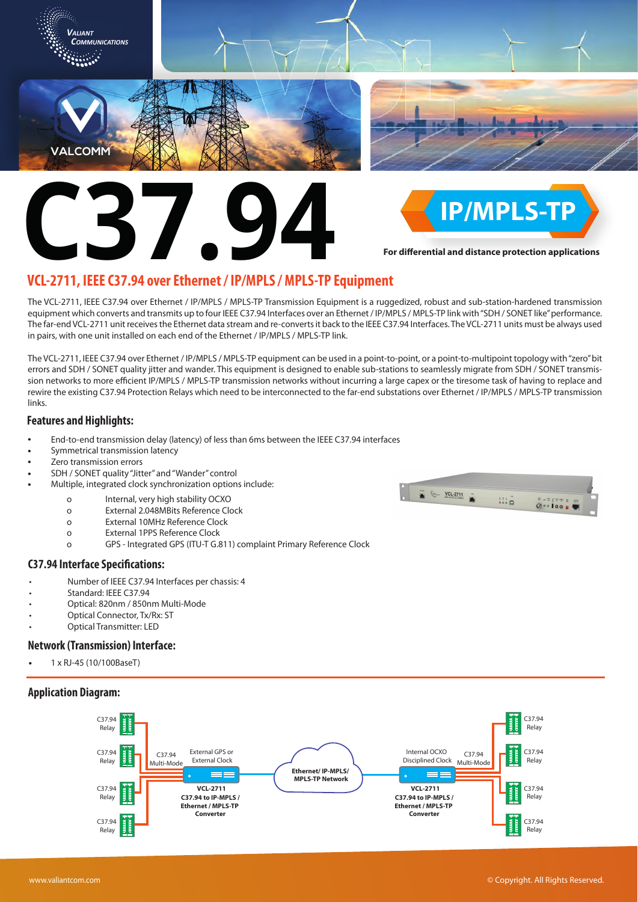# C37.94

## IP/MPLS-TP

**For differential and distance protection applications**

## VCL-2711, IEEE C37.94 over Ethernet / IP/MPLS / MPLS-TP Equipment

The VCL-2711, IEEE C37.94 over Ethernet / IP/MPLS / MPLS-TP Transmission Equipment is a ruggedized, robust and sub-station-hardened transmission equipment which converts and transmits up to four IEEE C37.94 Interfaces over an Ethernet / IP/MPLS / MPLS-TP link with "SDH / SONET like" performance. The far-end VCL-2711 unit receives the Ethernet data stream and re-converts it back to the IEEE C37.94 Interfaces. The VCL-2711 units must be always used in pairs, with one unit installed on each end of the Ethernet / IP/MPLS / MPLS-TP link.

The VCL-2711, IEEE C37.94 over Ethernet / IP/MPLS / MPLS-TP equipment can be used in a point-to-point, or a point-to-multipoint topology with "zero" bit errors and SDH / SONET quality jitter and wander. This equipment is designed to enable sub-stations to seamlessly migrate from SDH / SONET transmission networks to more efficient IP/MPLS / MPLS-TP transmission networks without incurring a large capex or the tiresome task of having to replace and rewire the existing C37.94 Protection Relays which need to be interconnected to the far-end substations over Ethernet / IP/MPLS / MPLS-TP transmission links.

### Features and Highlights:

- End-to-end transmission delay (latency) of less than 6ms between the IEEE C37.94 interfaces
- Symmetrical transmission latency
- Zero transmission errors
- SDH / SONET quality "Jitter" and "Wander" control
- Multiple, integrated clock synchronization options include:
  - Internal, very high stability OCXO
  - External 2.048MBits Reference Clock
  - External 10MHz Reference Clock
  - External 1PPS Reference Clock
  - GPS - Integrated GPS (ITU-T G.811) complaint Primary Reference Clock

### C37.94 Interface Specifications:

- Number of IEEE C37.94 Interfaces per chassis: 4
- Standard: IEEE C37.94
- Optical: 820nm / 850nm Multi-Mode
- Optical Connector, Tx/Rx: ST
- Optical Transmitter: LED

### Network (Transmission) Interface:

- 1 x RJ-45 (10/100BaseT)

### Application Diagram:

C37.94 Relay | C37.94 Relay | C37.94 Relay | C37.94 Relay — C37.94 Multi-Mode — External GPS or External Clock — **VCL-2711 C37.94 to IP-MPLS / Ethernet / MPLS-TP Converter** — **Ethernet/ IP-MPLS/ MPLS-TP Network** — Internal OCXO Disciplined Clock — **VCL-2711 C37.94 to IP-MPLS / Ethernet / MPLS-TP Converter** — C37.94 Multi-Mode — C37.94 Relay | C37.94 Relay | C37.94 Relay | C37.94 Relay

www.valiantcom.com

© Copyright. All Rights Reserved.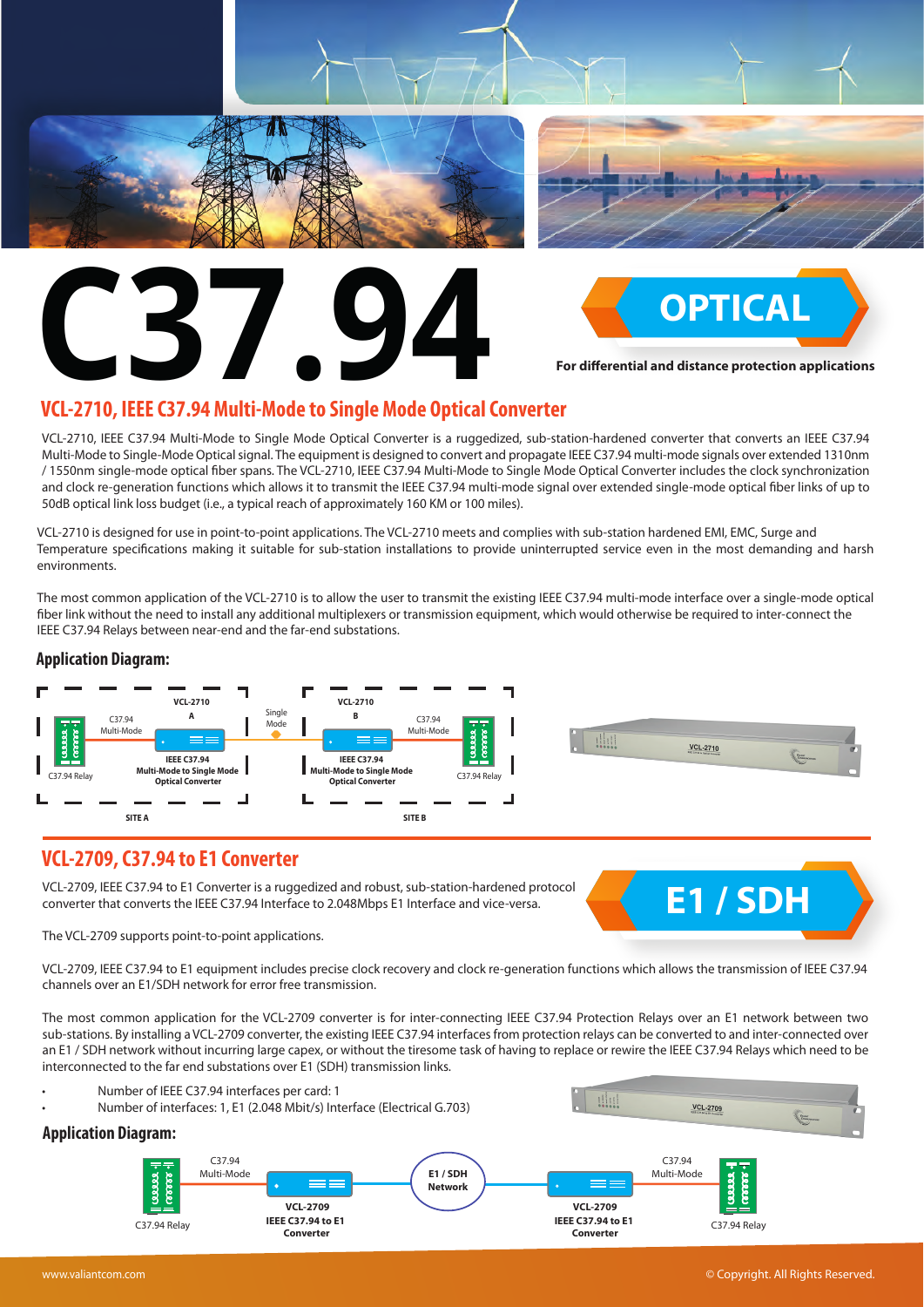# C37.94

## OPTICAL

**For differential and distance protection applications**

## VCL-2710, IEEE C37.94 Multi-Mode to Single Mode Optical Converter

VCL-2710, IEEE C37.94 Multi-Mode to Single Mode Optical Converter is a ruggedized, sub-station-hardened converter that converts an IEEE C37.94 Multi-Mode to Single-Mode Optical signal. The equipment is designed to convert and propagate IEEE C37.94 multi-mode signals over extended 1310nm / 1550nm single-mode optical fiber spans. The VCL-2710, IEEE C37.94 Multi-Mode to Single Mode Optical Converter includes the clock synchronization and clock re-generation functions which allows it to transmit the IEEE C37.94 multi-mode signal over extended single-mode optical fiber links of up to 50dB optical link loss budget (i.e., a typical reach of approximately 160 KM or 100 miles).

VCL-2710 is designed for use in point-to-point applications. The VCL-2710 meets and complies with sub-station hardened EMI, EMC, Surge and Temperature specifications making it suitable for sub-station installations to provide uninterrupted service even in the most demanding and harsh environments.

The most common application of the VCL-2710 is to allow the user to transmit the existing IEEE C37.94 multi-mode interface over a single-mode optical fiber link without the need to install any additional multiplexers or transmission equipment, which would otherwise be required to inter-connect the IEEE C37.94 Relays between near-end and the far-end substations.

### Application Diagram:

SITE A: C37.94 Relay — C37.94 Multi-Mode — VCL-2710 A (IEEE C37.94 Multi-Mode to Single Mode Optical Converter) — Single Mode — SITE B: VCL-2710 B (IEEE C37.94 Multi-Mode to Single Mode Optical Converter) — C37.94 Multi-Mode — C37.94 Relay

## VCL-2709, C37.94 to E1 Converter

## E1 / SDH

VCL-2709, IEEE C37.94 to E1 Converter is a ruggedized and robust, sub-station-hardened protocol converter that converts the IEEE C37.94 Interface to 2.048Mbps E1 Interface and vice-versa.

The VCL-2709 supports point-to-point applications.

VCL-2709, IEEE C37.94 to E1 equipment includes precise clock recovery and clock re-generation functions which allows the transmission of IEEE C37.94 channels over an E1/SDH network for error free transmission.

The most common application for the VCL-2709 converter is for inter-connecting IEEE C37.94 Protection Relays over an E1 network between two sub-stations. By installing a VCL-2709 converter, the existing IEEE C37.94 interfaces from protection relays can be converted to and inter-connected over an E1 / SDH network without incurring large capex, or without the tiresome task of having to replace or rewire the IEEE C37.94 Relays which need to be interconnected to the far end substations over E1 (SDH) transmission links.

- Number of IEEE C37.94 interfaces per card: 1
- Number of interfaces: 1, E1 (2.048 Mbit/s) Interface (Electrical G.703)

### Application Diagram:

C37.94 Relay — C37.94 Multi-Mode — VCL-2709 IEEE C37.94 to E1 Converter — E1 / SDH Network — VCL-2709 IEEE C37.94 to E1 Converter — C37.94 Multi-Mode — C37.94 Relay

www.valiantcom.com © Copyright. All Rights Reserved.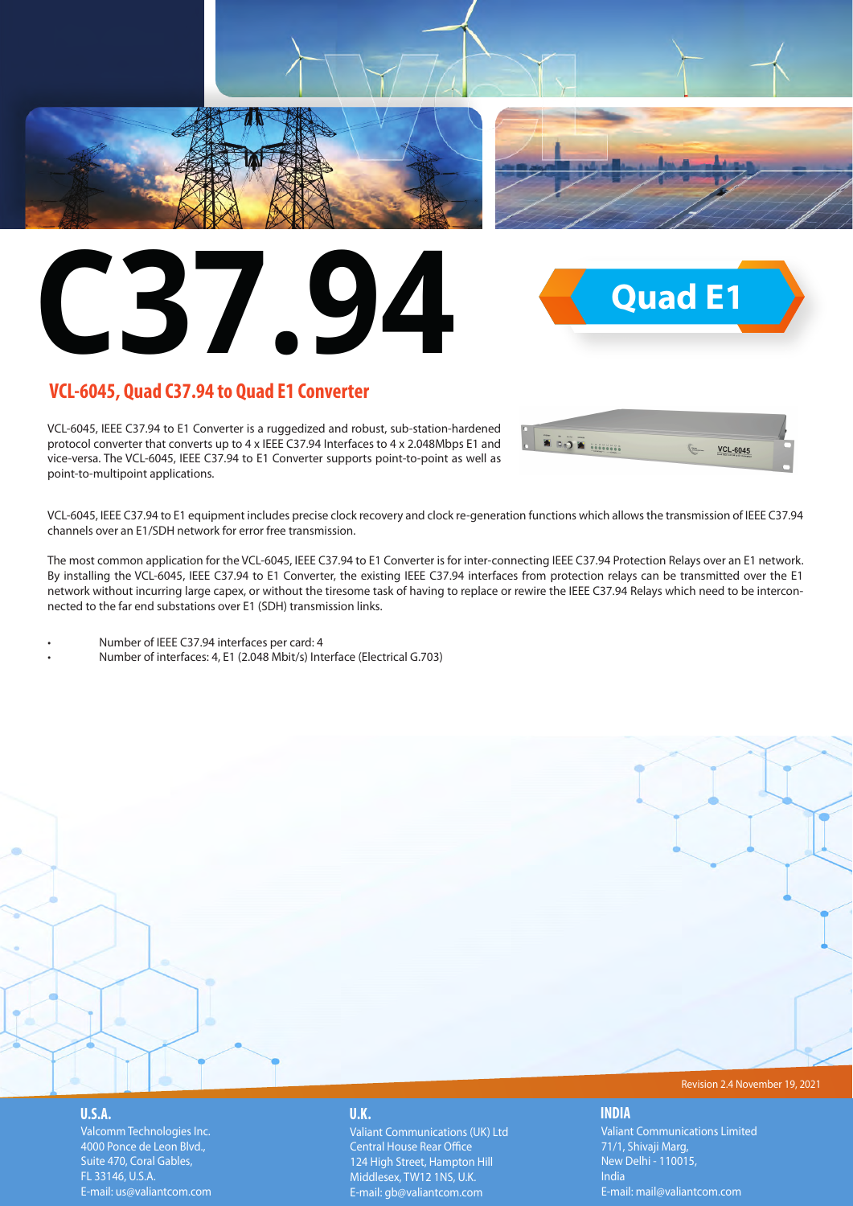# C37.94

**Quad E1**

## VCL-6045, Quad C37.94 to Quad E1 Converter

VCL-6045, IEEE C37.94 to E1 Converter is a ruggedized and robust, sub-station-hardened protocol converter that converts up to 4 x IEEE C37.94 Interfaces to 4 x 2.048Mbps E1 and vice-versa. The VCL-6045, IEEE C37.94 to E1 Converter supports point-to-point as well as point-to-multipoint applications.

VCL-6045, IEEE C37.94 to E1 equipment includes precise clock recovery and clock re-generation functions which allows the transmission of IEEE C37.94 channels over an E1/SDH network for error free transmission.

The most common application for the VCL-6045, IEEE C37.94 to E1 Converter is for inter-connecting IEEE C37.94 Protection Relays over an E1 network. By installing the VCL-6045, IEEE C37.94 to E1 Converter, the existing IEEE C37.94 interfaces from protection relays can be transmitted over the E1 network without incurring large capex, or without the tiresome task of having to replace or rewire the IEEE C37.94 Relays which need to be interconnected to the far end substations over E1 (SDH) transmission links.

- Number of IEEE C37.94 interfaces per card: 4
- Number of interfaces: 4, E1 (2.048 Mbit/s) Interface (Electrical G.703)

Revision 2.4 November 19, 2021

**U.S.A.**
Valcomm Technologies Inc.
4000 Ponce de Leon Blvd.,
Suite 470, Coral Gables,
FL 33146, U.S.A.
E-mail: us@valiantcom.com

**U.K.**
Valiant Communications (UK) Ltd
Central House Rear Office
124 High Street, Hampton Hill
Middlesex, TW12 1NS, U.K.
E-mail: gb@valiantcom.com

**INDIA**
Valiant Communications Limited
71/1, Shivaji Marg,
New Delhi - 110015,
India
E-mail: mail@valiantcom.com